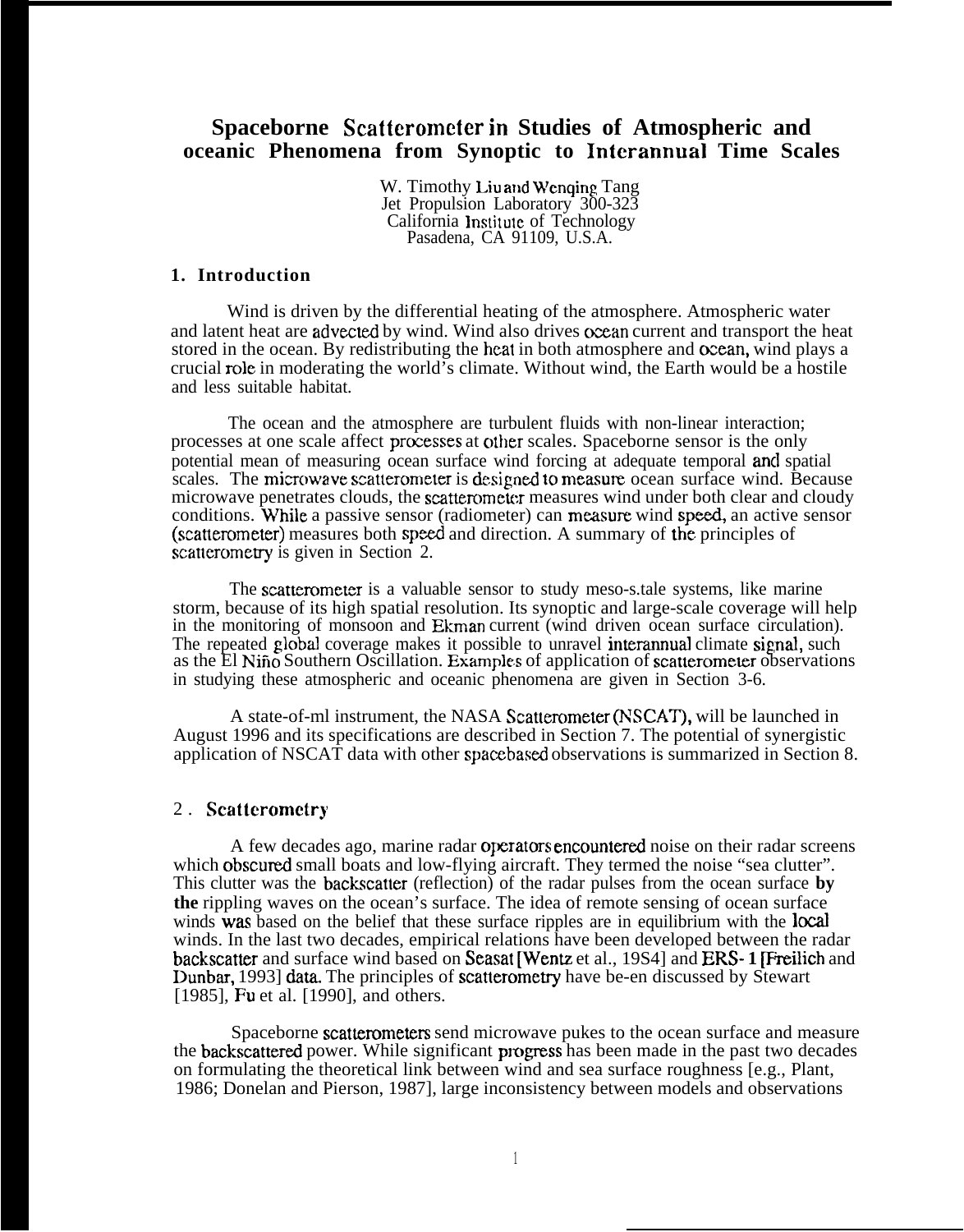# Spaceborne Scatterometer in Studies of Atmospheric and oceanic Phenomena from Synoptic to Interannual Time Scales

W. Timothy Liu and Wenqing Tang
Jet Propulsion Laboratory 300-323
California Institute of Technology
Pasadena, CA 91109, U.S.A.

## 1. Introduction

Wind is driven by the differential heating of the atmosphere. Atmospheric water and latent heat are advected by wind. Wind also drives ocean current and transport the heat stored in the ocean. By redistributing the heat in both atmosphere and ocean, wind plays a crucial role in moderating the world's climate. Without wind, the Earth would be a hostile and less suitable habitat.

The ocean and the atmosphere are turbulent fluids with non-linear interaction; processes at one scale affect processes at other scales. Spaceborne sensor is the only potential mean of measuring ocean surface wind forcing at adequate temporal and spatial scales. The microwave scatterometer is designed to measure ocean surface wind. Because microwave penetrates clouds, the scatterometer measures wind under both clear and cloudy conditions. While a passive sensor (radiometer) can measure wind speed, an active sensor (scatterometer) measures both speed and direction. A summary of the principles of scatterometry is given in Section 2.

The scatterometer is a valuable sensor to study meso-s.tale systems, like marine storm, because of its high spatial resolution. Its synoptic and large-scale coverage will help in the monitoring of monsoon and Ekman current (wind driven ocean surface circulation). The repeated global coverage makes it possible to unravel interannual climate signal, such as the El Niño Southern Oscillation. Examples of application of scatterometer observations in studying these atmospheric and oceanic phenomena are given in Section 3-6.

A state-of-ml instrument, the NASA Scatterometer (NSCAT), will be launched in August 1996 and its specifications are described in Section 7. The potential of synergistic application of NSCAT data with other spacebased observations is summarized in Section 8.

## 2. Scatterometry

A few decades ago, marine radar operators encountered noise on their radar screens which obscured small boats and low-flying aircraft. They termed the noise "sea clutter". This clutter was the backscatter (reflection) of the radar pulses from the ocean surface **by the** rippling waves on the ocean's surface. The idea of remote sensing of ocean surface winds was based on the belief that these surface ripples are in equilibrium with the local winds. In the last two decades, empirical relations have been developed between the radar backscatter and surface wind based on Seasat [Wentz et al., 19S4] and ERS-1 [Freilich and Dunbar, 1993] data. The principles of scatterometry have be-en discussed by Stewart [1985], Fu et al. [1990], and others.

Spaceborne scatterometers send microwave pukes to the ocean surface and measure the backscattered power. While significant progress has been made in the past two decades on formulating the theoretical link between wind and sea surface roughness [e.g., Plant, 1986; Donelan and Pierson, 1987], large inconsistency between models and observations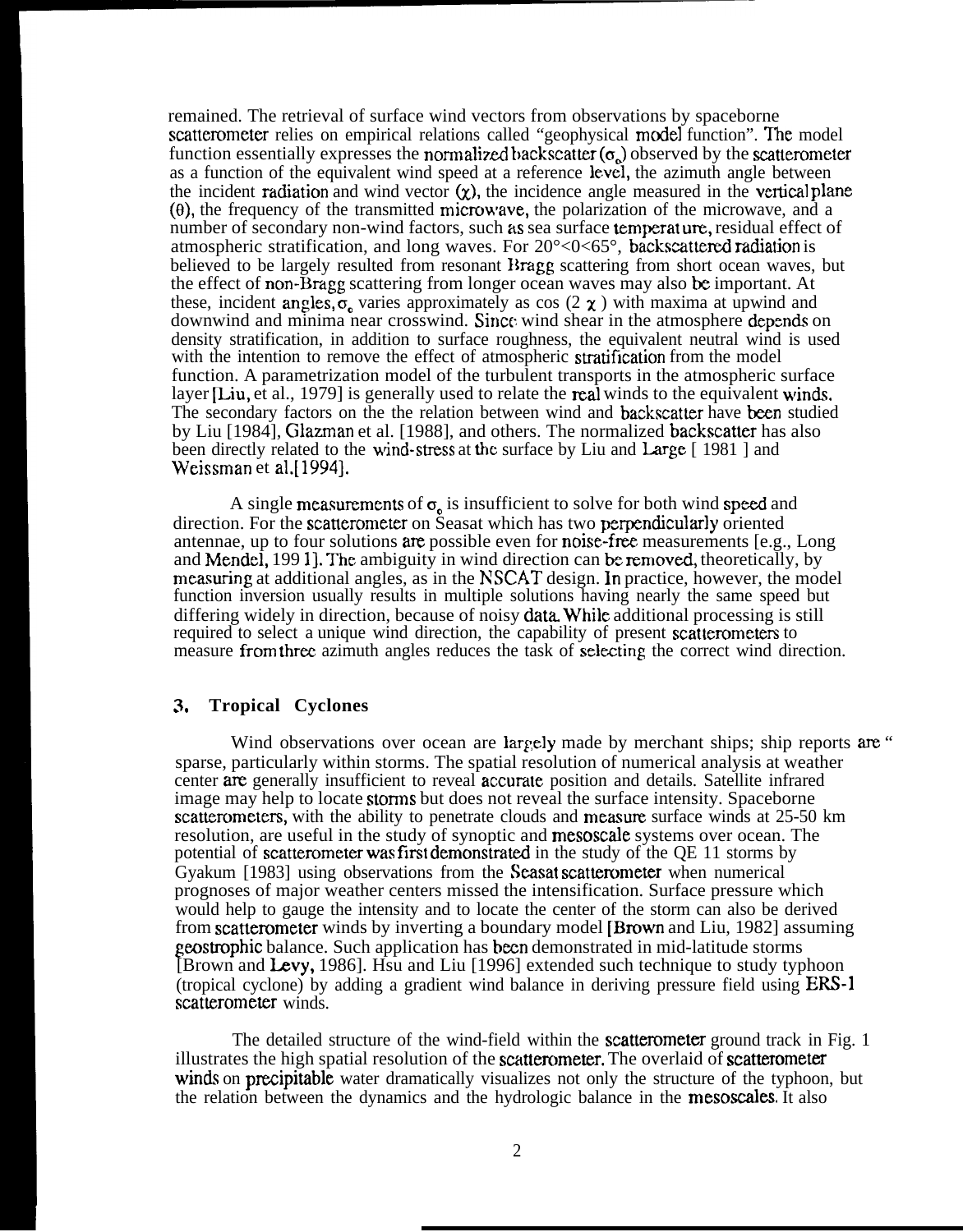remained. The retrieval of surface wind vectors from observations by spaceborne scatterometer relies on empirical relations called "geophysical model function". The model function essentially expresses the normalized backscatter ($\sigma_o$) observed by the scatterometer as a function of the equivalent wind speed at a reference level, the azimuth angle between the incident radiation and wind vector ($\chi$), the incidence angle measured in the vertical plane ($\theta$), the frequency of the transmitted microwave, the polarization of the microwave, and a number of secondary non-wind factors, such as sea surface temperature, residual effect of atmospheric stratification, and long waves. For $20° < \theta < 65°$, backscattered radiation is believed to be largely resulted from resonant Bragg scattering from short ocean waves, but the effect of non-Bragg scattering from longer ocean waves may also be important. At these, incident angles, $\sigma_o$ varies approximately as $\cos(2\chi)$ with maxima at upwind and downwind and minima near crosswind. Since wind shear in the atmosphere depends on density stratification, in addition to surface roughness, the equivalent neutral wind is used with the intention to remove the effect of atmospheric stratification from the model function. A parametrization model of the turbulent transports in the atmospheric surface layer [Liu, et al., 1979] is generally used to relate the real winds to the equivalent winds. The secondary factors on the the relation between wind and backscatter have been studied by Liu [1984], Glazman et al. [1988], and others. The normalized backscatter has also been directly related to the wind-stress at the surface by Liu and Large [ 1981 ] and Weissman et al.[1994].

A single measurements of $\sigma_o$ is insufficient to solve for both wind speed and direction. For the scatterometer on Seasat which has two perpendicularly oriented antennae, up to four solutions are possible even for noise-free measurements [e.g., Long and Mendel, 1991]. The ambiguity in wind direction can be removed, theoretically, by measuring at additional angles, as in the NSCAT design. In practice, however, the model function inversion usually results in multiple solutions having nearly the same speed but differing widely in direction, because of noisy data. While additional processing is still required to select a unique wind direction, the capability of present scatterometers to measure from three azimuth angles reduces the task of selecting the correct wind direction.

## 3. Tropical Cyclones

Wind observations over ocean are largely made by merchant ships; ship reports are " sparse, particularly within storms. The spatial resolution of numerical analysis at weather center are generally insufficient to reveal accurate position and details. Satellite infrared image may help to locate storms but does not reveal the surface intensity. Spaceborne scatterometers, with the ability to penetrate clouds and measure surface winds at 25-50 km resolution, are useful in the study of synoptic and mesoscale systems over ocean. The potential of scatterometer was first demonstrated in the study of the QE 11 storms by Gyakum [1983] using observations from the Seasat scatterometer when numerical prognoses of major weather centers missed the intensification. Surface pressure which would help to gauge the intensity and to locate the center of the storm can also be derived from scatterometer winds by inverting a boundary model [Brown and Liu, 1982] assuming geostrophic balance. Such application has been demonstrated in mid-latitude storms [Brown and Levy, 1986]. Hsu and Liu [1996] extended such technique to study typhoon (tropical cyclone) by adding a gradient wind balance in deriving pressure field using ERS-1 scatterometer winds.

The detailed structure of the wind-field within the scatterometer ground track in Fig. 1 illustrates the high spatial resolution of the scatterometer. The overlaid of scatterometer winds on precipitable water dramatically visualizes not only the structure of the typhoon, but the relation between the dynamics and the hydrologic balance in the mesoscales. It also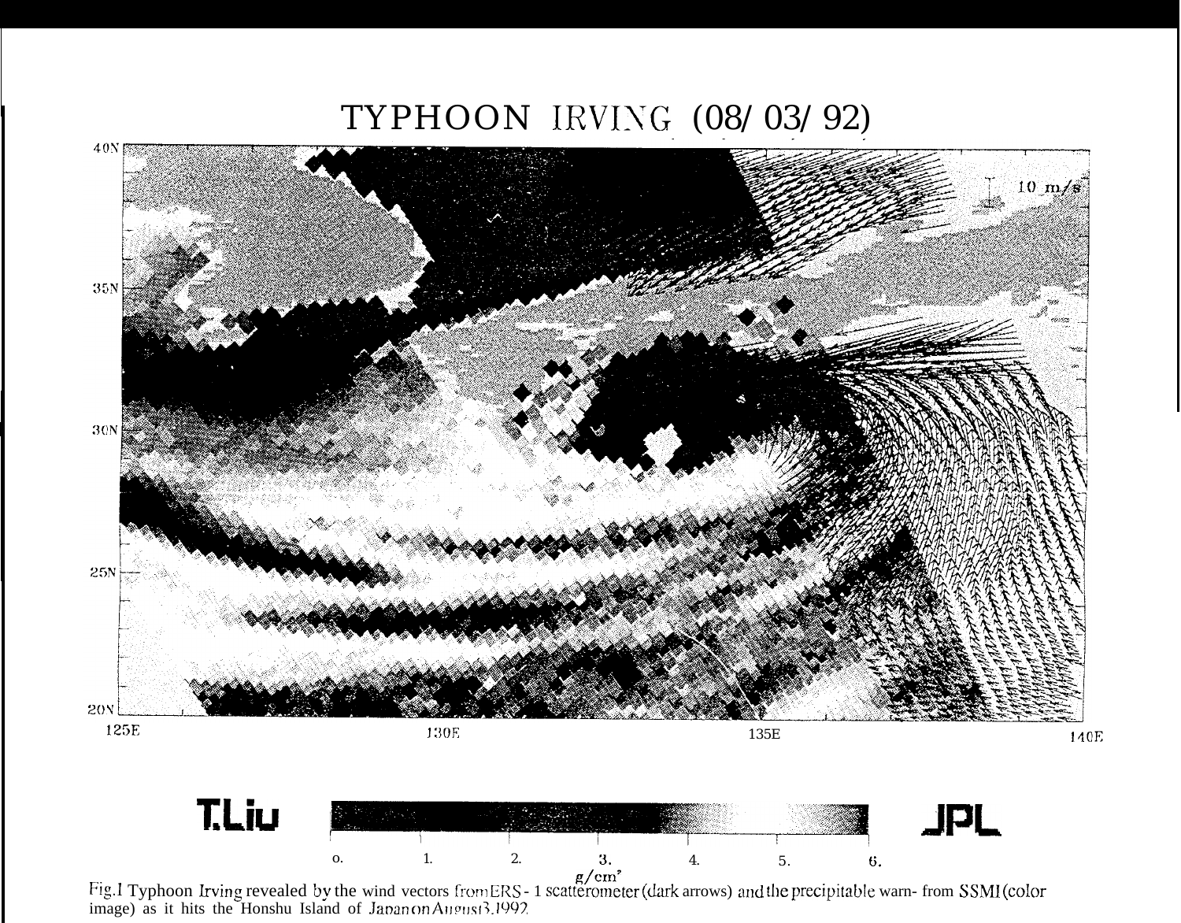Fig.1 Typhoon Irving revealed by the wind vectors from ERS - 1 scatterometer (dark arrows) and the precipitable warn- from SSMI (color image) as it hits the Honshu Island of Japan on August 3, 1992.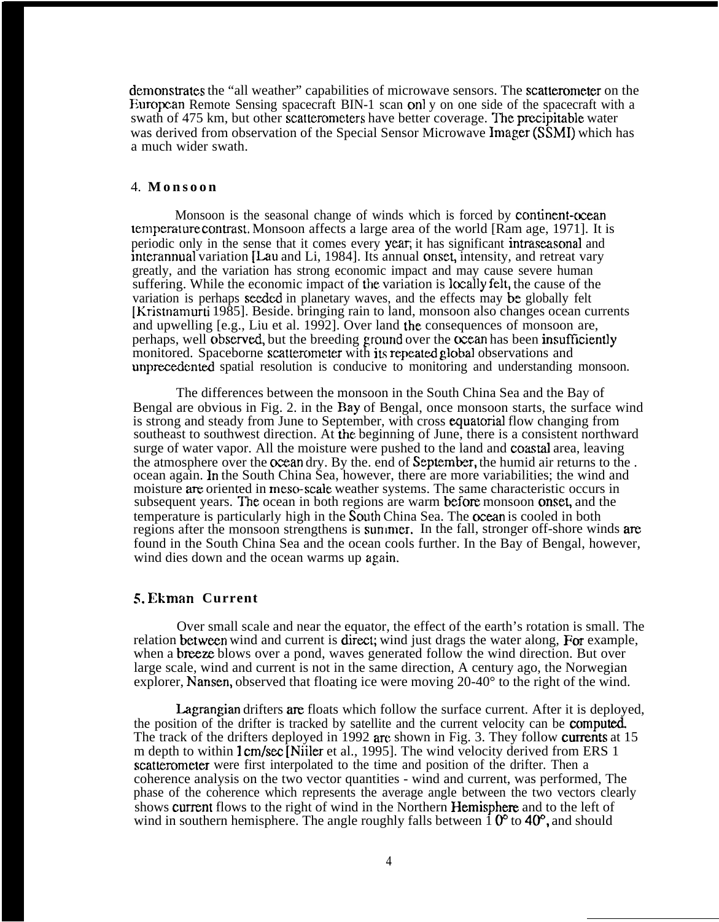demonstrates the "all weather" capabilities of microwave sensors. The scatterometer on the European Remote Sensing spacecraft BIN-1 scan onl y on one side of the spacecraft with a swath of 475 km, but other scatterometers have better coverage. The precipitable water was derived from observation of the Special Sensor Microwave Imager (SSMI) which has a much wider swath.

## 4. Monsoon

Monsoon is the seasonal change of winds which is forced by continent-ocean temperature contrast. Monsoon affects a large area of the world [Ram age, 1971]. It is periodic only in the sense that it comes every year; it has significant intraseasonal and interannual variation [Lau and Li, 1984]. Its annual onset, intensity, and retreat vary greatly, and the variation has strong economic impact and may cause severe human suffering. While the economic impact of the variation is locally felt, the cause of the variation is perhaps seeded in planetary waves, and the effects may be globally felt [Kristnamurti 1985]. Beside. bringing rain to land, monsoon also changes ocean currents and upwelling [e.g., Liu et al. 1992]. Over land the consequences of monsoon are, perhaps, well observed, but the breeding ground over the ocean has been insufficiently monitored. Spaceborne scatterometer with its repeated global observations and unprecedented spatial resolution is conducive to monitoring and understanding monsoon.

The differences between the monsoon in the South China Sea and the Bay of Bengal are obvious in Fig. 2. in the Bay of Bengal, once monsoon starts, the surface wind is strong and steady from June to September, with cross equatorial flow changing from southeast to southwest direction. At the beginning of June, there is a consistent northward surge of water vapor. All the moisture were pushed to the land and coastal area, leaving the atmosphere over the ocean dry. By the. end of September, the humid air returns to the . ocean again. In the South China Sea, however, there are more variabilities; the wind and moisture are oriented in meso-scale weather systems. The same characteristic occurs in subsequent years. The ocean in both regions are warm before monsoon onset, and the temperature is particularly high in the South China Sea. The ocean is cooled in both regions after the monsoon strengthens is summer. In the fall, stronger off-shore winds are found in the South China Sea and the ocean cools further. In the Bay of Bengal, however, wind dies down and the ocean warms up again.

## 5. Ekman Current

Over small scale and near the equator, the effect of the earth's rotation is small. The relation between wind and current is direct; wind just drags the water along, For example, when a breeze blows over a pond, waves generated follow the wind direction. But over large scale, wind and current is not in the same direction, A century ago, the Norwegian explorer, Nansen, observed that floating ice were moving 20-40° to the right of the wind.

Lagrangian drifters are floats which follow the surface current. After it is deployed, the position of the drifter is tracked by satellite and the current velocity can be computed. The track of the drifters deployed in 1992 are shown in Fig. 3. They follow currents at 15 m depth to within 1 cm/sec [Niiler et al., 1995]. The wind velocity derived from ERS 1 scatterometer were first interpolated to the time and position of the drifter. Then a coherence analysis on the two vector quantities - wind and current, was performed, The phase of the coherence which represents the average angle between the two vectors clearly shows current flows to the right of wind in the Northern Hemisphere and to the left of wind in southern hemisphere. The angle roughly falls between 10° to 40°, and should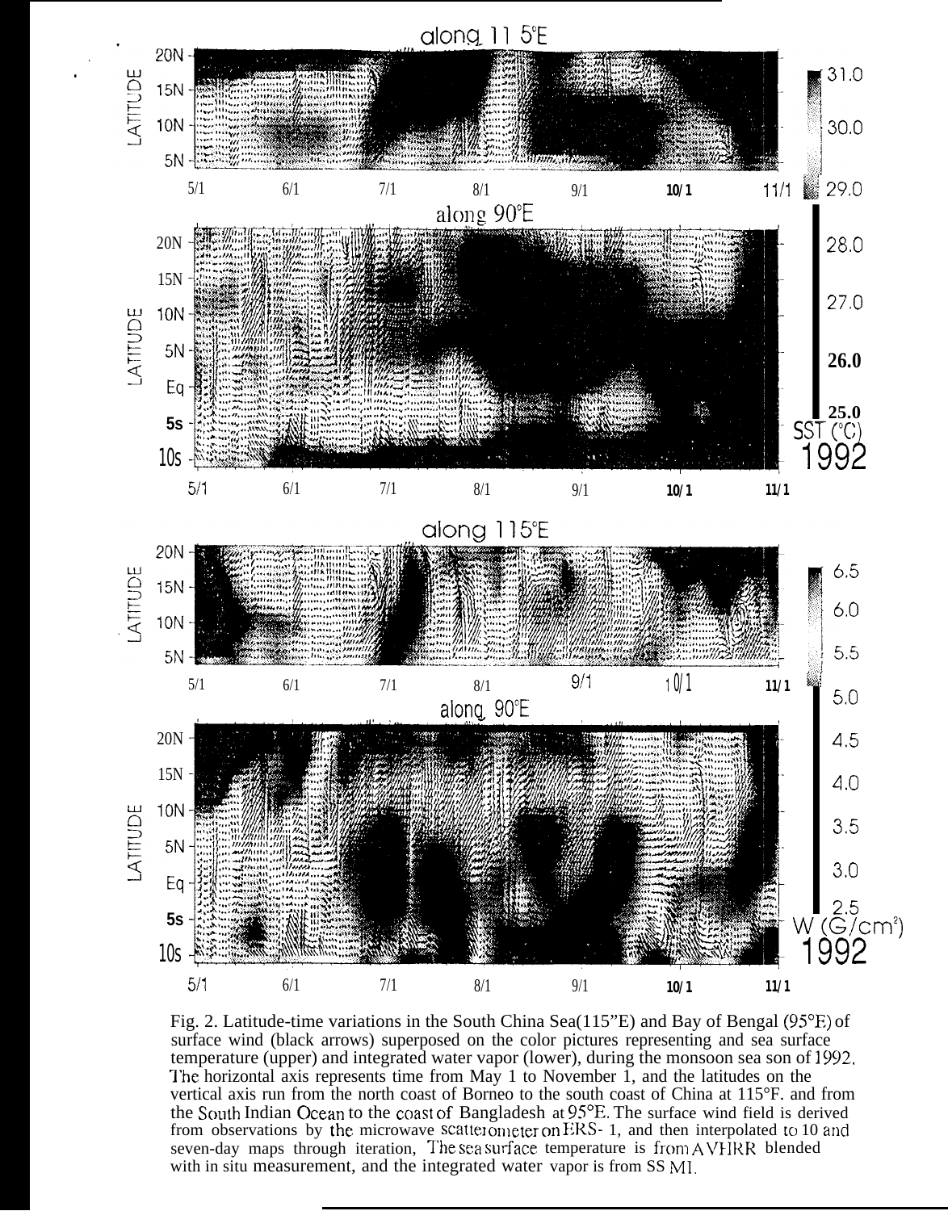Fig. 2. Latitude-time variations in the South China Sea(115"E) and Bay of Bengal (95°E) of surface wind (black arrows) superposed on the color pictures representing and sea surface temperature (upper) and integrated water vapor (lower), during the monsoon sea son of 1992. The horizontal axis represents time from May 1 to November 1, and the latitudes on the vertical axis run from the north coast of Borneo to the south coast of China at 115°F. and from the South Indian Ocean to the coast of Bangladesh at 95°E. The surface wind field is derived from observations by the microwave scatterometer on ERS- 1, and then interpolated to 10 and seven-day maps through iteration, The sea surface temperature is from AVHRR blended with in situ measurement, and the integrated water vapor is from SS MI.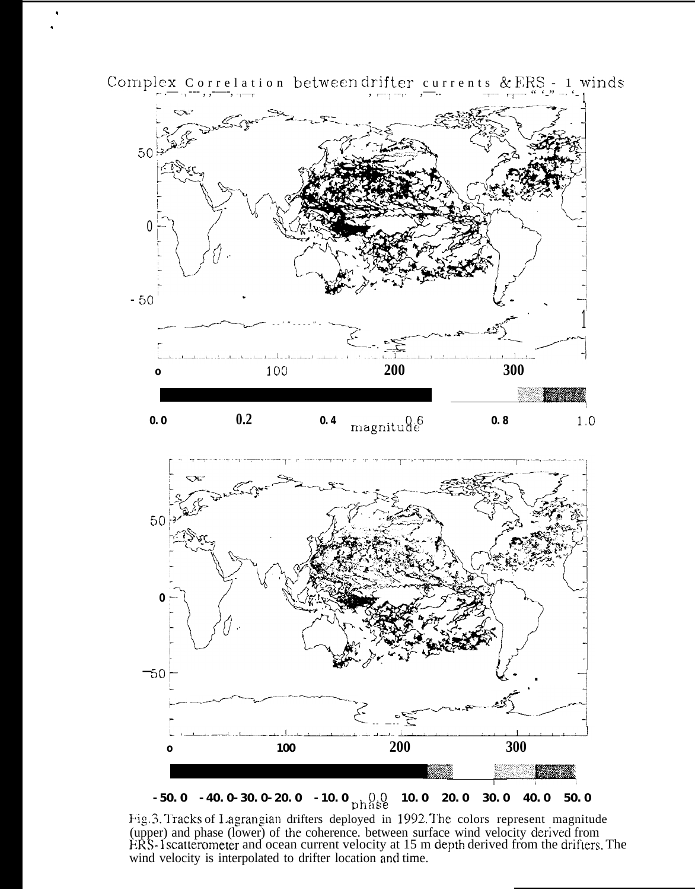Complex Correlation between drifter currents & ERS - 1 winds

Fig.3. Tracks of Lagrangian drifters deployed in 1992. The colors represent magnitude (upper) and phase (lower) of the coherence. between surface wind velocity derived from ERS-1 scatterometer and ocean current velocity at 15 m depth derived from the drifters. The wind velocity is interpolated to drifter location and time.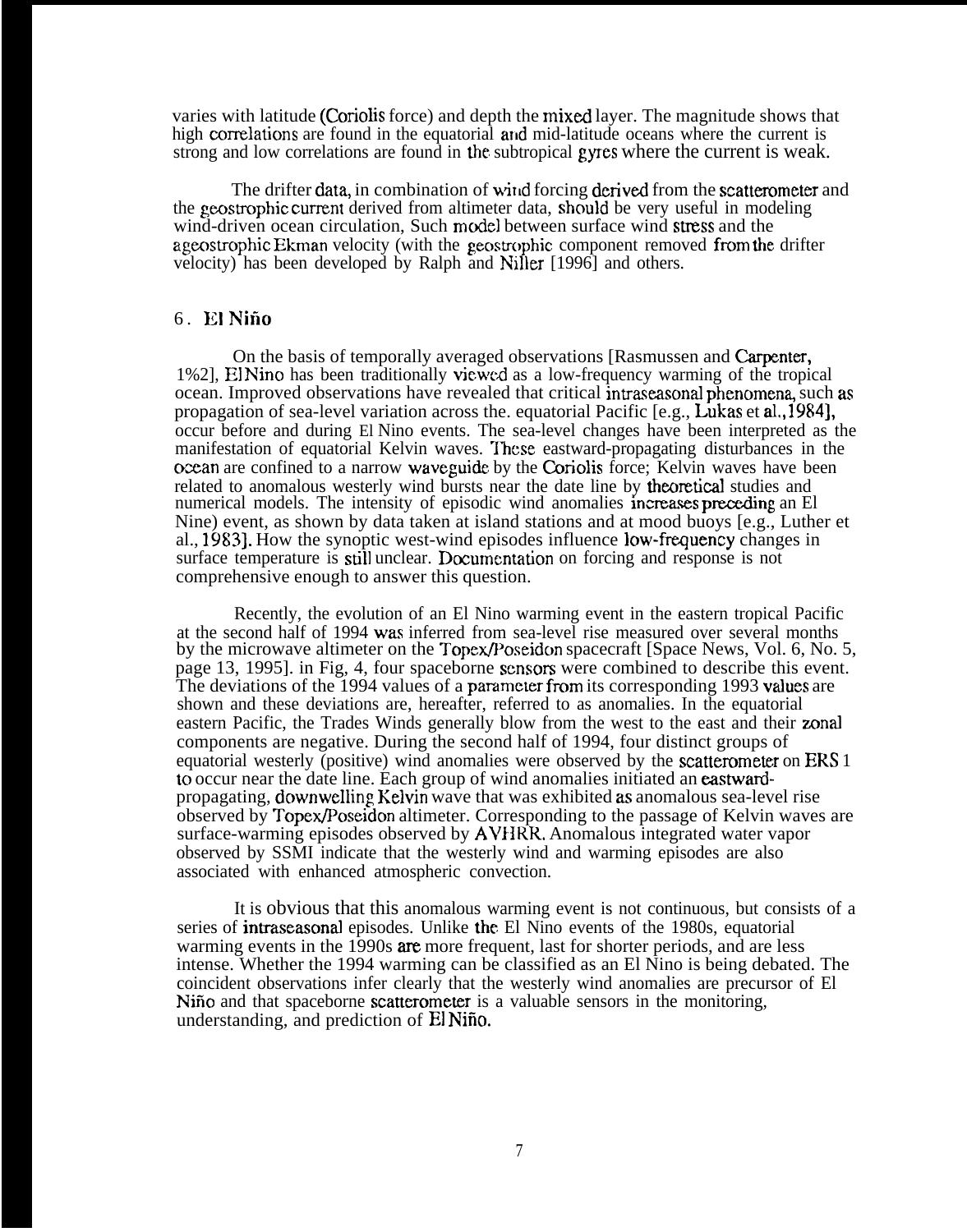varies with latitude (Coriolis force) and depth the mixed layer. The magnitude shows that high correlations are found in the equatorial and mid-latitude oceans where the current is strong and low correlations are found in the subtropical gyres where the current is weak.

The drifter data, in combination of wind forcing derived from the scatterometer and the geostrophic current derived from altimeter data, should be very useful in modeling wind-driven ocean circulation, Such model between surface wind stress and the ageostrophic Ekman velocity (with the geostrophic component removed from the drifter velocity) has been developed by Ralph and Niller [1996] and others.

## 6. El Niño

On the basis of temporally averaged observations [Rasmussen and Carpenter, 1%2], El Nino has been traditionally viewed as a low-frequency warming of the tropical ocean. Improved observations have revealed that critical intraseasonal phenomena, such as propagation of sea-level variation across the. equatorial Pacific [e.g., Lukas et al., 1984], occur before and during El Nino events. The sea-level changes have been interpreted as the manifestation of equatorial Kelvin waves. These eastward-propagating disturbances in the ocean are confined to a narrow waveguide by the Coriolis force; Kelvin waves have been related to anomalous westerly wind bursts near the date line by theoretical studies and numerical models. The intensity of episodic wind anomalies increases preceding an El Nine) event, as shown by data taken at island stations and at mood buoys [e.g., Luther et al., 1983]. How the synoptic west-wind episodes influence low-frequency changes in surface temperature is still unclear. Documentation on forcing and response is not comprehensive enough to answer this question.

Recently, the evolution of an El Nino warming event in the eastern tropical Pacific at the second half of 1994 was inferred from sea-level rise measured over several months by the microwave altimeter on the Topex/Poseidon spacecraft [Space News, Vol. 6, No. 5, page 13, 1995]. in Fig, 4, four spaceborne sensors were combined to describe this event. The deviations of the 1994 values of a parameter from its corresponding 1993 values are shown and these deviations are, hereafter, referred to as anomalies. In the equatorial eastern Pacific, the Trades Winds generally blow from the west to the east and their zonal components are negative. During the second half of 1994, four distinct groups of equatorial westerly (positive) wind anomalies were observed by the scatterometer on ERS 1 to occur near the date line. Each group of wind anomalies initiated an eastward-propagating, downwelling Kelvin wave that was exhibited as anomalous sea-level rise observed by Topex/Poseidon altimeter. Corresponding to the passage of Kelvin waves are surface-warming episodes observed by AVHRR. Anomalous integrated water vapor observed by SSMI indicate that the westerly wind and warming episodes are also associated with enhanced atmospheric convection.

It is obvious that this anomalous warming event is not continuous, but consists of a series of intraseasonal episodes. Unlike the El Nino events of the 1980s, equatorial warming events in the 1990s are more frequent, last for shorter periods, and are less intense. Whether the 1994 warming can be classified as an El Nino is being debated. The coincident observations infer clearly that the westerly wind anomalies are precursor of El Niño and that spaceborne scatterometer is a valuable sensors in the monitoring, understanding, and prediction of El Niño.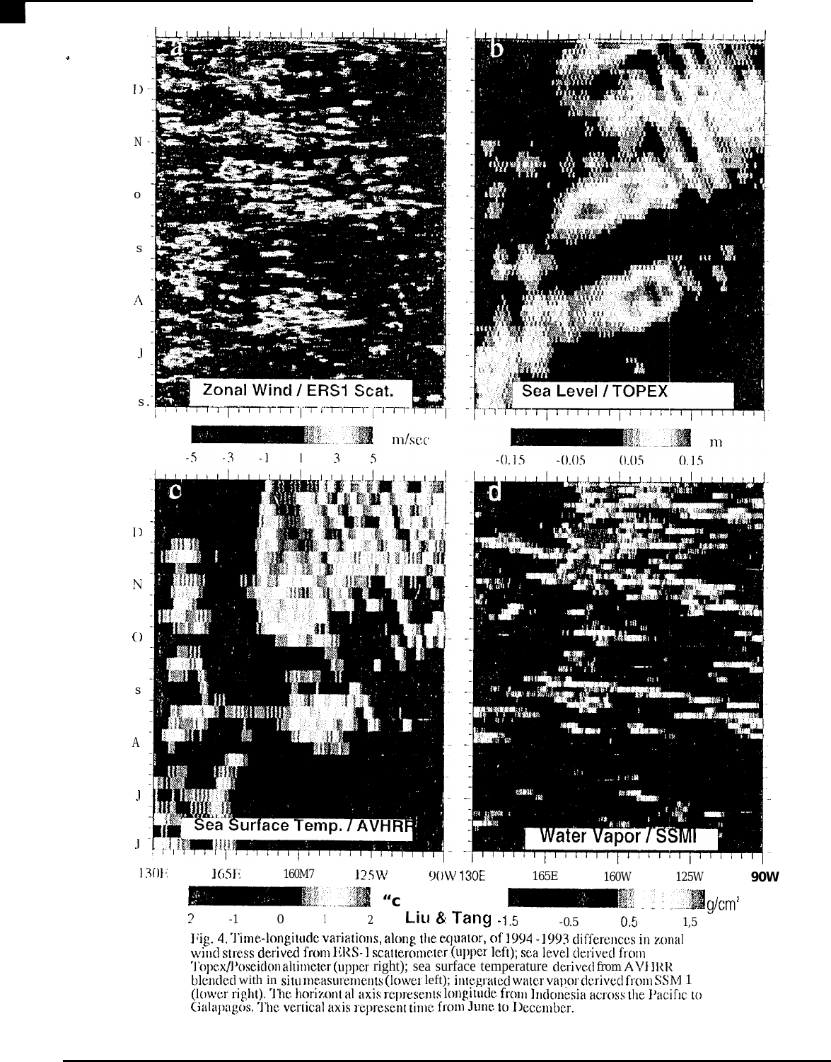Fig. 4. Time-longitude variations, along the equator, of 1994 - 1993 differences in zonal wind stress derived from ERS-1 scatterometer (upper left); sea level derived from Topex/Poseidon altimeter (upper right); sea surface temperature derived from AVHRR blended with in situ measurements (lower left); integrated water vapor derived from SSM 1 (lower right). The horizontal axis represents longitude from Indonesia across the Pacific to Galapagos. The vertical axis represent time from June to December.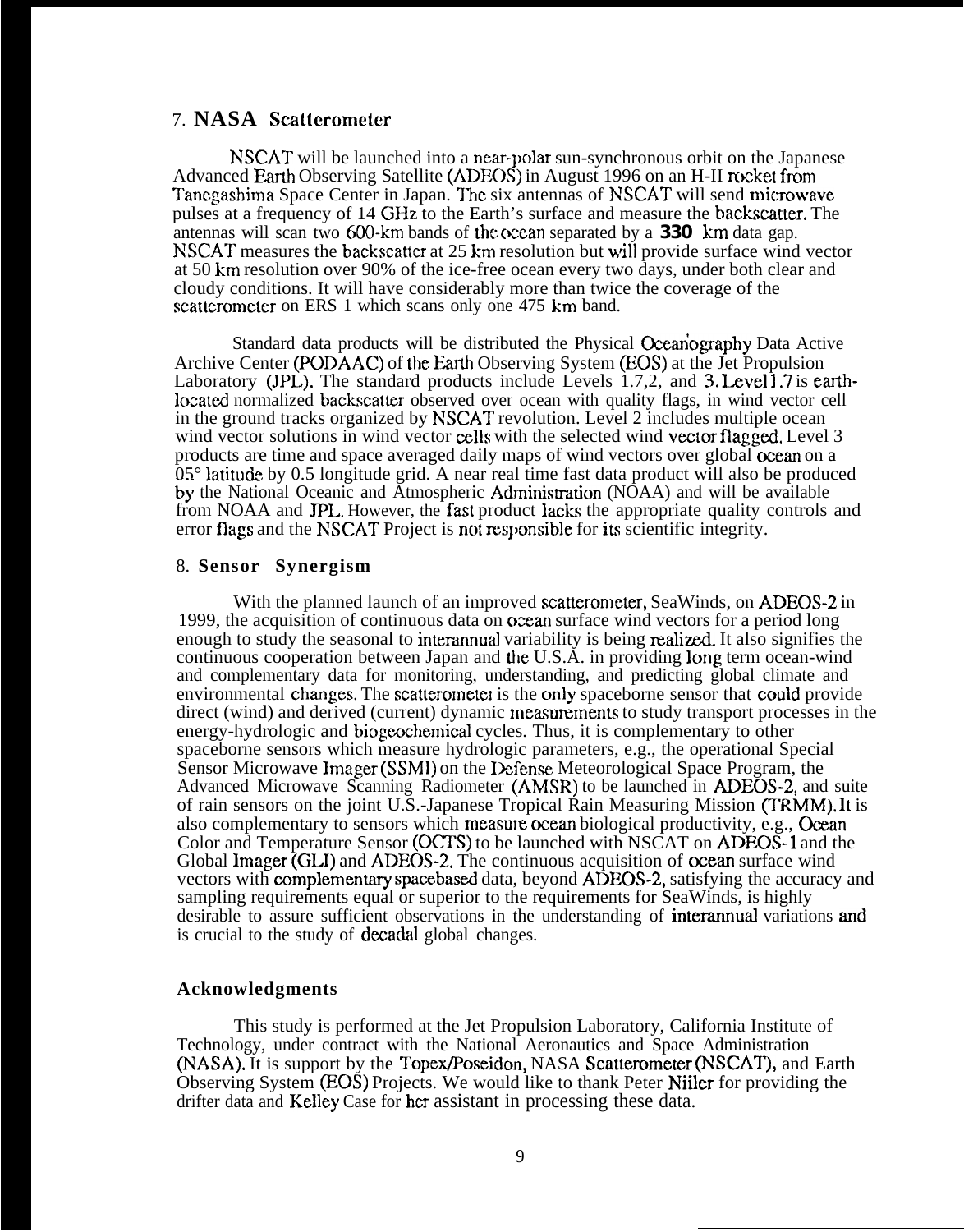## 7. NASA Scatterometer

NSCAT will be launched into a near-polar sun-synchronous orbit on the Japanese Advanced Earth Observing Satellite (ADEOS) in August 1996 on an H-II rocket from Tanegashima Space Center in Japan. The six antennas of NSCAT will send microwave pulses at a frequency of 14 GHz to the Earth's surface and measure the backscatter. The antennas will scan two 600-km bands of the ocean separated by a **330** km data gap. NSCAT measures the backscatter at 25 km resolution but will provide surface wind vector at 50 km resolution over 90% of the ice-free ocean every two days, under both clear and cloudy conditions. It will have considerably more than twice the coverage of the scatterometer on ERS 1 which scans only one 475 km band.

Standard data products will be distributed the Physical Oceanography Data Active Archive Center (PODAAC) of the Earth Observing System (EOS) at the Jet Propulsion Laboratory (JPL). The standard products include Levels 1.7,2, and 3. Level 1.7 is earth-located normalized backscatter observed over ocean with quality flags, in wind vector cell in the ground tracks organized by NSCAT revolution. Level 2 includes multiple ocean wind vector solutions in wind vector cells with the selected wind vector flagged. Level 3 products are time and space averaged daily maps of wind vectors over global ocean on a 0.5° latitude by 0.5 longitude grid. A near real time fast data product will also be produced by the National Oceanic and Atmospheric Administration (NOAA) and will be available from NOAA and JPL. However, the fast product lacks the appropriate quality controls and error flags and the NSCAT Project is not responsible for its scientific integrity.

## 8. Sensor Synergism

With the planned launch of an improved scatterometer, SeaWinds, on ADEOS-2 in 1999, the acquisition of continuous data on ocean surface wind vectors for a period long enough to study the seasonal to interannual variability is being realized. It also signifies the continuous cooperation between Japan and the U.S.A. in providing long term ocean-wind and complementary data for monitoring, understanding, and predicting global climate and environmental changes. The scatterometer is the only spaceborne sensor that could provide direct (wind) and derived (current) dynamic measurements to study transport processes in the energy-hydrologic and biogeochemical cycles. Thus, it is complementary to other spaceborne sensors which measure hydrologic parameters, e.g., the operational Special Sensor Microwave Imager (SSMI) on the Defense Meteorological Space Program, the Advanced Microwave Scanning Radiometer (AMSR) to be launched in ADEOS-2, and suite of rain sensors on the joint U.S.-Japanese Tropical Rain Measuring Mission (TRMM). It is also complementary to sensors which measure ocean biological productivity, e.g., Ocean Color and Temperature Sensor (OCTS) to be launched with NSCAT on ADEOS-1 and the Global Imager (GLI) and ADEOS-2. The continuous acquisition of ocean surface wind vectors with complementary spacebased data, beyond ADEOS-2, satisfying the accuracy and sampling requirements equal or superior to the requirements for SeaWinds, is highly desirable to assure sufficient observations in the understanding of interannual variations and is crucial to the study of decadal global changes.

### Acknowledgments

This study is performed at the Jet Propulsion Laboratory, California Institute of Technology, under contract with the National Aeronautics and Space Administration (NASA). It is support by the Topex/Poseidon, NASA Scatterometer (NSCAT), and Earth Observing System (EOS) Projects. We would like to thank Peter Niiler for providing the drifter data and Kelley Case for her assistant in processing these data.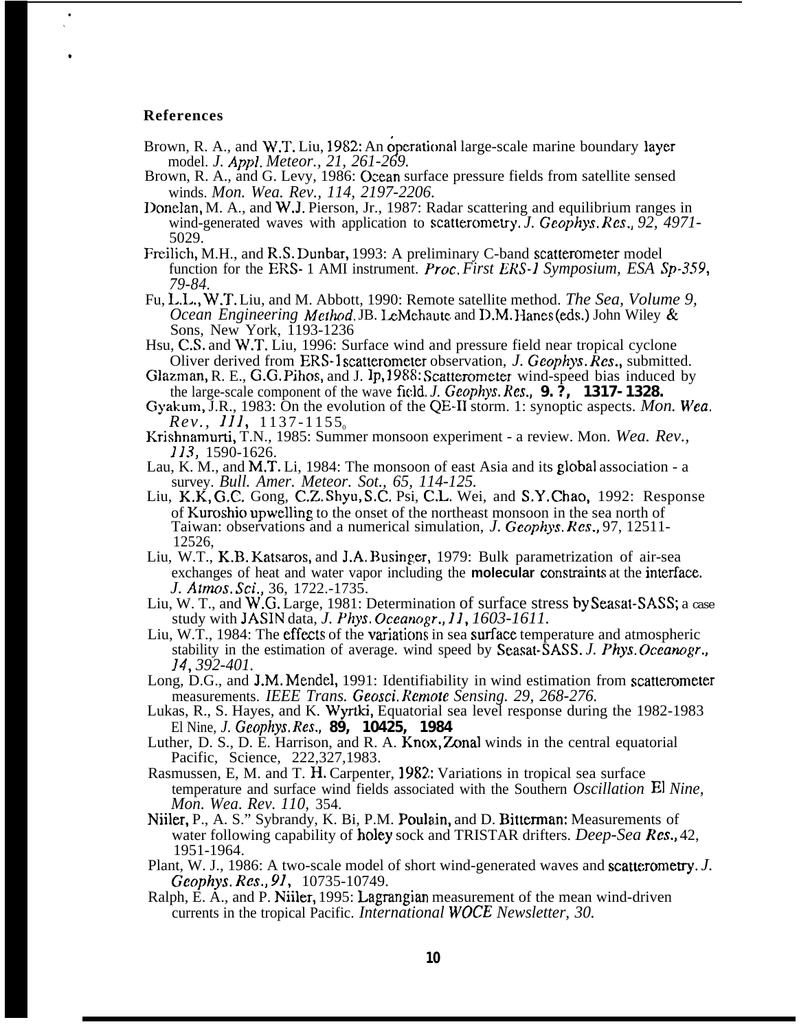**References**

Brown, R. A., and W.T. Liu, 1982: An operational large-scale marine boundary layer model. *J. Appl. Meteor., 21, 261-269.*

Brown, R. A., and G. Levy, 1986: Ocean surface pressure fields from satellite sensed winds. *Mon. Wea. Rev., 114, 2197-2206.*

Donelan, M. A., and W.J. Pierson, Jr., 1987: Radar scattering and equilibrium ranges in wind-generated waves with application to scatterometry. *J. Geophys. Res., 92, 4971-*5029.

Freilich, M.H., and R.S. Dunbar, 1993: A preliminary C-band scatterometer model function for the ERS- 1 AMI instrument. *Proc. First ERS-1 Symposium, ESA Sp-359, 79-84.*

Fu, L.L., W.T. Liu, and M. Abbott, 1990: Remote satellite method. *The Sea, Volume 9, Ocean Engineering Method.* JB. LeMehaute and D.M. Hanes (eds.) John Wiley & Sons, New York, 1193-1236

Hsu, C.S. and W.T. Liu, 1996: Surface wind and pressure field near tropical cyclone Oliver derived from ERS-1 scatterometer observation, *J. Geophys. Res.*, submitted.

Glazman, R. E., G.G. Pihos, and J. Ip, 1988: Scatterometer wind-speed bias induced by the large-scale component of the wave field. *J. Geophys. Res.,* **9. ?, 1317- 1328.**

Gyakum, J.R., 1983: On the evolution of the QE-II storm. 1: synoptic aspects. *Mon. Wea. Rev., 111,* 1137-1155.

Krishnamurti, T.N., 1985: Summer monsoon experiment - a review. Mon. *Wea. Rev., 113,* 1590-1626.

Lau, K. M., and M.T. Li, 1984: The monsoon of east Asia and its global association - a survey. *Bull. Amer. Meteor. Sot., 65, 114-125.*

Liu, K.K, G.C. Gong, C.Z. Shyu, S.C. Psi, C.L. Wei, and S.Y. Chao, 1992: Response of Kuroshio upwelling to the onset of the northeast monsoon in the sea north of Taiwan: observations and a numerical simulation, *J. Geophys. Res.,* 97, 12511-12526,

Liu, W.T., K.B. Katsaros, and J.A. Businger, 1979: Bulk parametrization of air-sea exchanges of heat and water vapor including the **molecular** constraints at the interface. *J. Atmos. Sci.,* 36, 1722.-1735.

Liu, W. T., and W.G. Large, 1981: Determination of surface stress by Seasat-SASS; a case study with JASIN data, *J. Phys. Oceanogr., 11, 1603-1611.*

Liu, W.T., 1984: The effects of the variations in sea surface temperature and atmospheric stability in the estimation of average. wind speed by Seasat-SASS. *J. Phys. Oceanogr., 14, 392-401.*

Long, D.G., and J.M. Mendel, 1991: Identifiability in wind estimation from scatterometer measurements. *IEEE Trans. Geosci. Remote Sensing. 29, 268-276.*

Lukas, R., S. Hayes, and K. Wyrtki, Equatorial sea level response during the 1982-1983 El Nine, *J. Geophys. Res.,* **89, 10425, 1984**

Luther, D. S., D. E. Harrison, and R. A. Knox, Zonal winds in the central equatorial Pacific, Science, 222,327,1983.

Rasmussen, E, M. and T. H. Carpenter, 1982: Variations in tropical sea surface temperature and surface wind fields associated with the Southern *Oscillation* El *Nine, Mon. Wea. Rev. 110,* 354.

Niiler, P., A. S." Sybrandy, K. Bi, P.M. Poulain, and D. Bitterman: Measurements of water following capability of holey sock and TRISTAR drifters. *Deep-Sea Res.,* 42, 1951-1964.

Plant, W. J., 1986: A two-scale model of short wind-generated waves and scatterometry. *J. Geophys. Res., 91,* 10735-10749.

Ralph, E. A., and P. Niiler, 1995: Lagrangian measurement of the mean wind-driven currents in the tropical Pacific. *International WOCE Newsletter, 30.*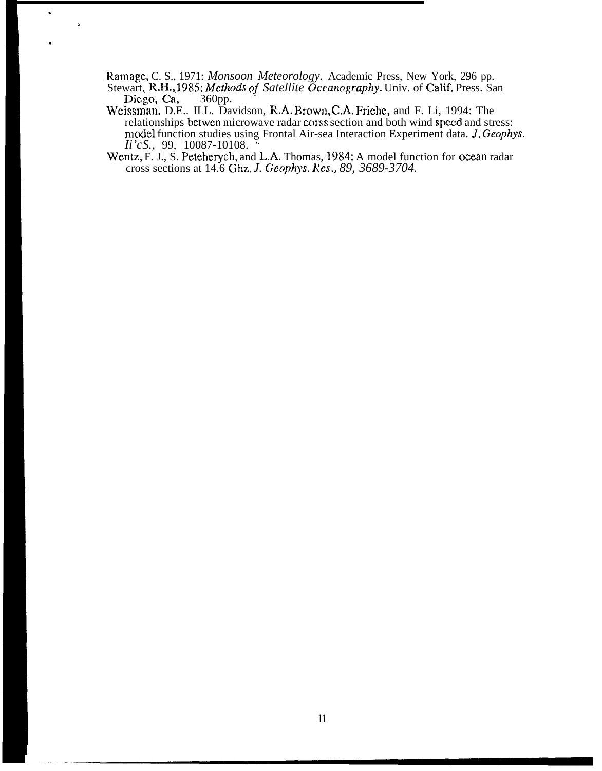Ramage, C. S., 1971: *Monsoon Meteorology.* Academic Press, New York, 296 pp.

Stewart, R.H., 1985: *Methods of Satellite Oceanography.* Univ. of Calif. Press. San Diego, Ca, 360pp.

Weissman, D.E.. ILL. Davidson, R.A. Brown, C.A. Friehe, and F. Li, 1994: The relationships betwen microwave radar corss section and both wind speed and stress: model function studies using Frontal Air-sea Interaction Experiment data. *J. Geophys. Ii'cS.,* 99, 10087-10108.

Wentz, F. J., S. Peteherych, and L.A. Thomas, 1984: A model function for ocean radar cross sections at 14.6 Ghz. *J. Geophys. Res., 89, 3689-3704.*